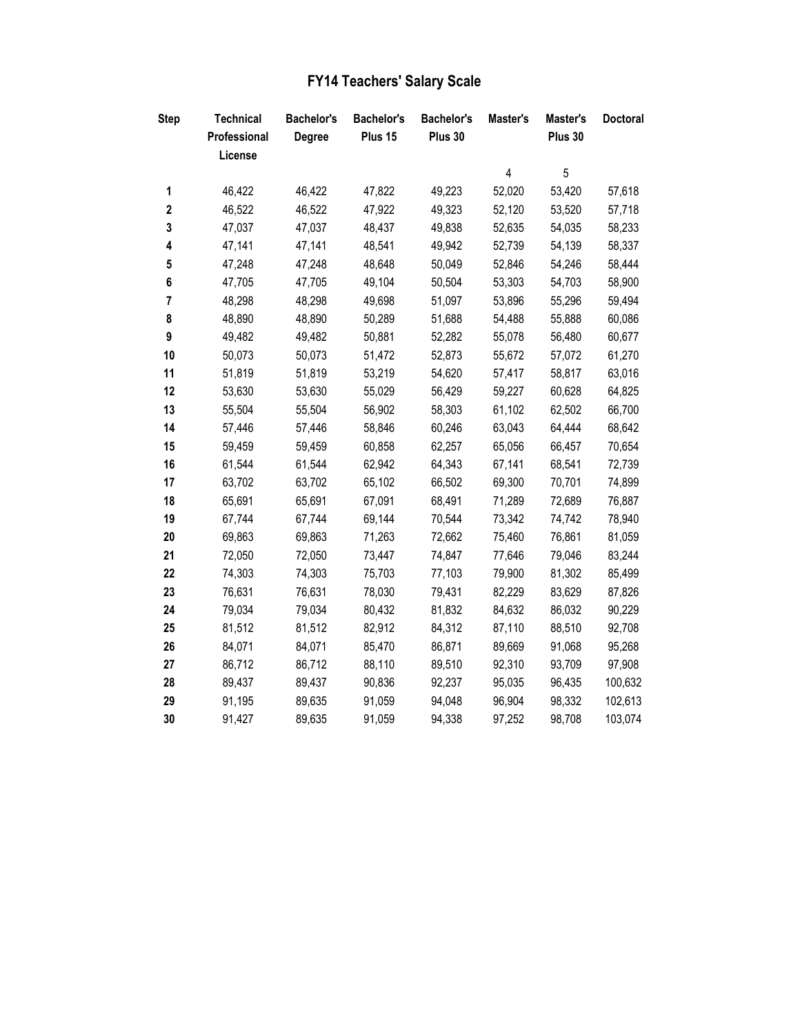# FY14 Teachers' Salary Scale

| Step | Technical Professional License | Bachelor's Degree | Bachelor's Plus 15 | Bachelor's Plus 30 | Master's | Master's Plus 30 | Doctoral |
|---|---|---|---|---|---|---|---|
| | | | | | 4 | 5 | |
| **1** | 46,422 | 46,422 | 47,822 | 49,223 | 52,020 | 53,420 | 57,618 |
| **2** | 46,522 | 46,522 | 47,922 | 49,323 | 52,120 | 53,520 | 57,718 |
| **3** | 47,037 | 47,037 | 48,437 | 49,838 | 52,635 | 54,035 | 58,233 |
| **4** | 47,141 | 47,141 | 48,541 | 49,942 | 52,739 | 54,139 | 58,337 |
| **5** | 47,248 | 47,248 | 48,648 | 50,049 | 52,846 | 54,246 | 58,444 |
| **6** | 47,705 | 47,705 | 49,104 | 50,504 | 53,303 | 54,703 | 58,900 |
| **7** | 48,298 | 48,298 | 49,698 | 51,097 | 53,896 | 55,296 | 59,494 |
| **8** | 48,890 | 48,890 | 50,289 | 51,688 | 54,488 | 55,888 | 60,086 |
| **9** | 49,482 | 49,482 | 50,881 | 52,282 | 55,078 | 56,480 | 60,677 |
| **10** | 50,073 | 50,073 | 51,472 | 52,873 | 55,672 | 57,072 | 61,270 |
| **11** | 51,819 | 51,819 | 53,219 | 54,620 | 57,417 | 58,817 | 63,016 |
| **12** | 53,630 | 53,630 | 55,029 | 56,429 | 59,227 | 60,628 | 64,825 |
| **13** | 55,504 | 55,504 | 56,902 | 58,303 | 61,102 | 62,502 | 66,700 |
| **14** | 57,446 | 57,446 | 58,846 | 60,246 | 63,043 | 64,444 | 68,642 |
| **15** | 59,459 | 59,459 | 60,858 | 62,257 | 65,056 | 66,457 | 70,654 |
| **16** | 61,544 | 61,544 | 62,942 | 64,343 | 67,141 | 68,541 | 72,739 |
| **17** | 63,702 | 63,702 | 65,102 | 66,502 | 69,300 | 70,701 | 74,899 |
| **18** | 65,691 | 65,691 | 67,091 | 68,491 | 71,289 | 72,689 | 76,887 |
| **19** | 67,744 | 67,744 | 69,144 | 70,544 | 73,342 | 74,742 | 78,940 |
| **20** | 69,863 | 69,863 | 71,263 | 72,662 | 75,460 | 76,861 | 81,059 |
| **21** | 72,050 | 72,050 | 73,447 | 74,847 | 77,646 | 79,046 | 83,244 |
| **22** | 74,303 | 74,303 | 75,703 | 77,103 | 79,900 | 81,302 | 85,499 |
| **23** | 76,631 | 76,631 | 78,030 | 79,431 | 82,229 | 83,629 | 87,826 |
| **24** | 79,034 | 79,034 | 80,432 | 81,832 | 84,632 | 86,032 | 90,229 |
| **25** | 81,512 | 81,512 | 82,912 | 84,312 | 87,110 | 88,510 | 92,708 |
| **26** | 84,071 | 84,071 | 85,470 | 86,871 | 89,669 | 91,068 | 95,268 |
| **27** | 86,712 | 86,712 | 88,110 | 89,510 | 92,310 | 93,709 | 97,908 |
| **28** | 89,437 | 89,437 | 90,836 | 92,237 | 95,035 | 96,435 | 100,632 |
| **29** | 91,195 | 89,635 | 91,059 | 94,048 | 96,904 | 98,332 | 102,613 |
| **30** | 91,427 | 89,635 | 91,059 | 94,338 | 97,252 | 98,708 | 103,074 |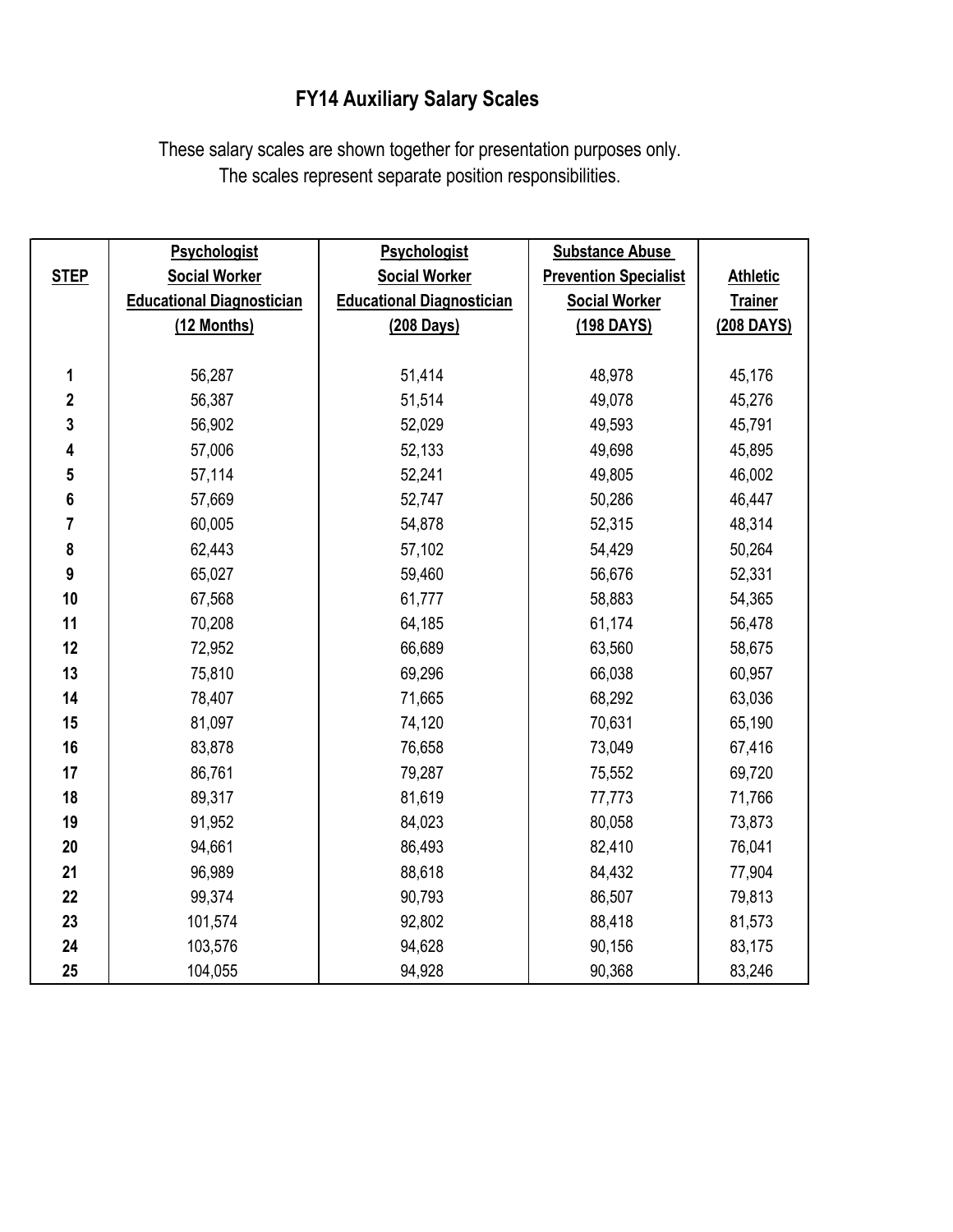# FY14 Auxiliary Salary Scales

These salary scales are shown together for presentation purposes only.
The scales represent separate position responsibilities.

| STEP | Psychologist Social Worker Educational Diagnostician (12 Months) | Psychologist Social Worker Educational Diagnostician (208 Days) | Substance Abuse Prevention Specialist Social Worker (198 DAYS) | Athletic Trainer (208 DAYS) |
|---|---|---|---|---|
| 1 | 56,287 | 51,414 | 48,978 | 45,176 |
| 2 | 56,387 | 51,514 | 49,078 | 45,276 |
| 3 | 56,902 | 52,029 | 49,593 | 45,791 |
| 4 | 57,006 | 52,133 | 49,698 | 45,895 |
| 5 | 57,114 | 52,241 | 49,805 | 46,002 |
| 6 | 57,669 | 52,747 | 50,286 | 46,447 |
| 7 | 60,005 | 54,878 | 52,315 | 48,314 |
| 8 | 62,443 | 57,102 | 54,429 | 50,264 |
| 9 | 65,027 | 59,460 | 56,676 | 52,331 |
| 10 | 67,568 | 61,777 | 58,883 | 54,365 |
| 11 | 70,208 | 64,185 | 61,174 | 56,478 |
| 12 | 72,952 | 66,689 | 63,560 | 58,675 |
| 13 | 75,810 | 69,296 | 66,038 | 60,957 |
| 14 | 78,407 | 71,665 | 68,292 | 63,036 |
| 15 | 81,097 | 74,120 | 70,631 | 65,190 |
| 16 | 83,878 | 76,658 | 73,049 | 67,416 |
| 17 | 86,761 | 79,287 | 75,552 | 69,720 |
| 18 | 89,317 | 81,619 | 77,773 | 71,766 |
| 19 | 91,952 | 84,023 | 80,058 | 73,873 |
| 20 | 94,661 | 86,493 | 82,410 | 76,041 |
| 21 | 96,989 | 88,618 | 84,432 | 77,904 |
| 22 | 99,374 | 90,793 | 86,507 | 79,813 |
| 23 | 101,574 | 92,802 | 88,418 | 81,573 |
| 24 | 103,576 | 94,628 | 90,156 | 83,175 |
| 25 | 104,055 | 94,928 | 90,368 | 83,246 |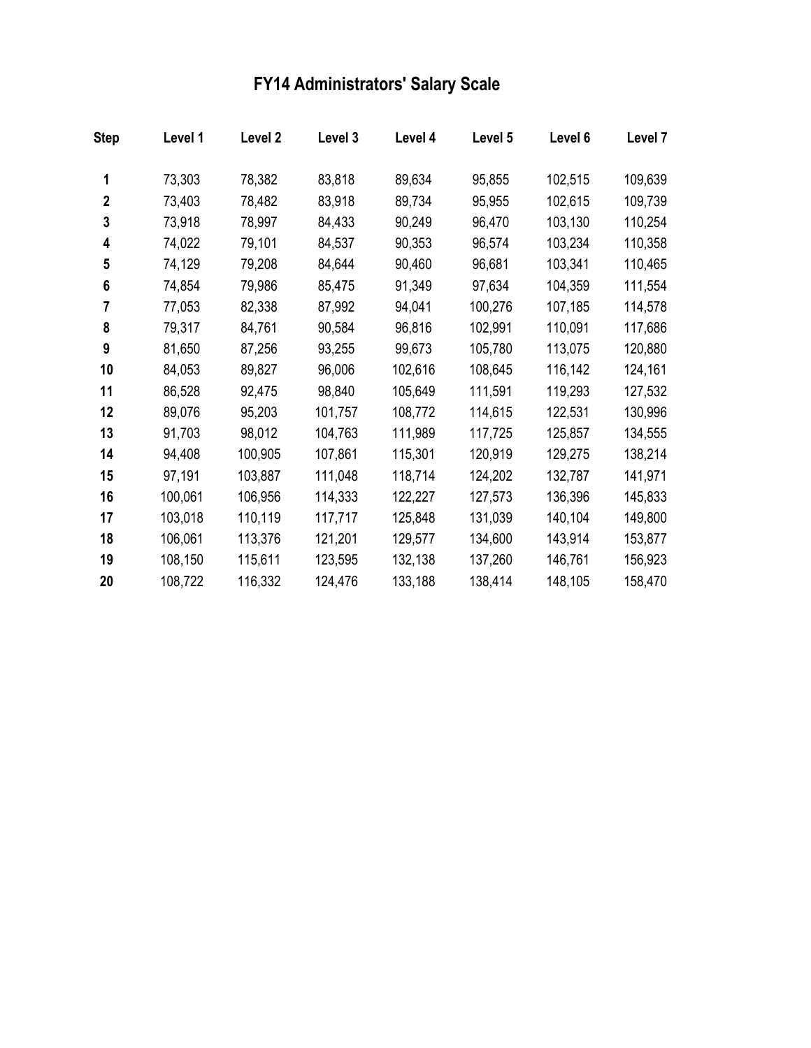# FY14 Administrators' Salary Scale

| Step | Level 1 | Level 2 | Level 3 | Level 4 | Level 5 | Level 6 | Level 7 |
|---|---|---|---|---|---|---|---|
| 1 | 73,303 | 78,382 | 83,818 | 89,634 | 95,855 | 102,515 | 109,639 |
| 2 | 73,403 | 78,482 | 83,918 | 89,734 | 95,955 | 102,615 | 109,739 |
| 3 | 73,918 | 78,997 | 84,433 | 90,249 | 96,470 | 103,130 | 110,254 |
| 4 | 74,022 | 79,101 | 84,537 | 90,353 | 96,574 | 103,234 | 110,358 |
| 5 | 74,129 | 79,208 | 84,644 | 90,460 | 96,681 | 103,341 | 110,465 |
| 6 | 74,854 | 79,986 | 85,475 | 91,349 | 97,634 | 104,359 | 111,554 |
| 7 | 77,053 | 82,338 | 87,992 | 94,041 | 100,276 | 107,185 | 114,578 |
| 8 | 79,317 | 84,761 | 90,584 | 96,816 | 102,991 | 110,091 | 117,686 |
| 9 | 81,650 | 87,256 | 93,255 | 99,673 | 105,780 | 113,075 | 120,880 |
| 10 | 84,053 | 89,827 | 96,006 | 102,616 | 108,645 | 116,142 | 124,161 |
| 11 | 86,528 | 92,475 | 98,840 | 105,649 | 111,591 | 119,293 | 127,532 |
| 12 | 89,076 | 95,203 | 101,757 | 108,772 | 114,615 | 122,531 | 130,996 |
| 13 | 91,703 | 98,012 | 104,763 | 111,989 | 117,725 | 125,857 | 134,555 |
| 14 | 94,408 | 100,905 | 107,861 | 115,301 | 120,919 | 129,275 | 138,214 |
| 15 | 97,191 | 103,887 | 111,048 | 118,714 | 124,202 | 132,787 | 141,971 |
| 16 | 100,061 | 106,956 | 114,333 | 122,227 | 127,573 | 136,396 | 145,833 |
| 17 | 103,018 | 110,119 | 117,717 | 125,848 | 131,039 | 140,104 | 149,800 |
| 18 | 106,061 | 113,376 | 121,201 | 129,577 | 134,600 | 143,914 | 153,877 |
| 19 | 108,150 | 115,611 | 123,595 | 132,138 | 137,260 | 146,761 | 156,923 |
| 20 | 108,722 | 116,332 | 124,476 | 133,188 | 138,414 | 148,105 | 158,470 |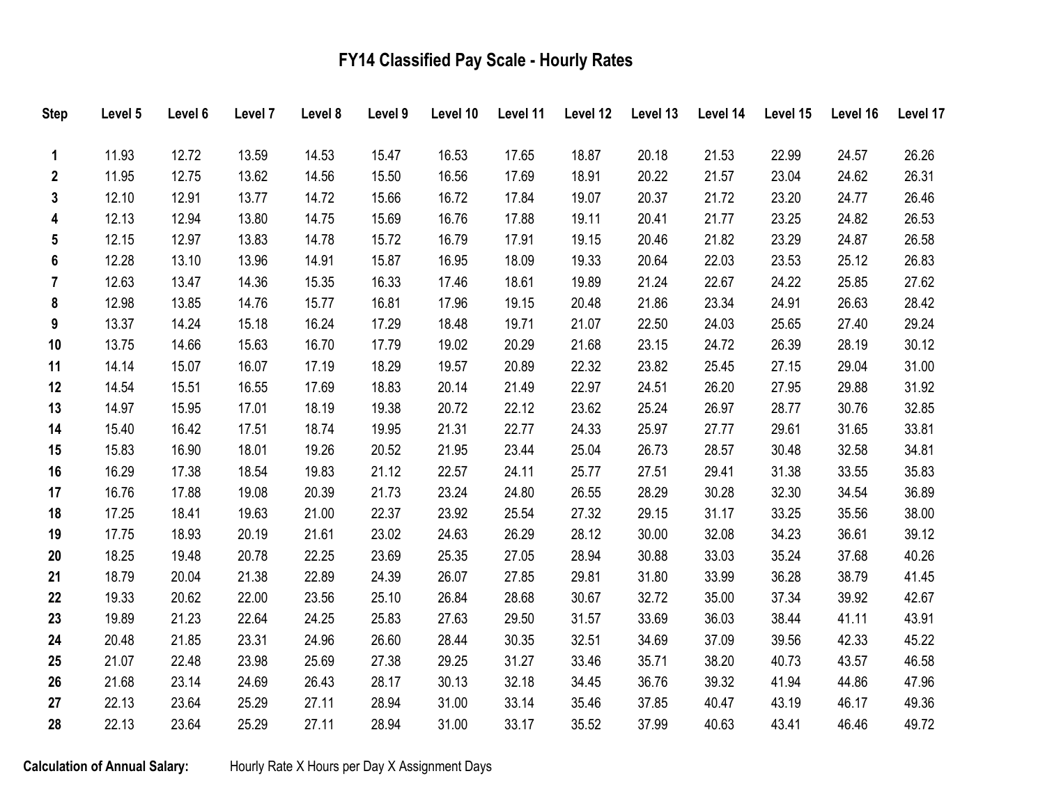# FY14 Classified Pay Scale - Hourly Rates

| Step | Level 5 | Level 6 | Level 7 | Level 8 | Level 9 | Level 10 | Level 11 | Level 12 | Level 13 | Level 14 | Level 15 | Level 16 | Level 17 |
|---|---|---|---|---|---|---|---|---|---|---|---|---|---|
| 1 | 11.93 | 12.72 | 13.59 | 14.53 | 15.47 | 16.53 | 17.65 | 18.87 | 20.18 | 21.53 | 22.99 | 24.57 | 26.26 |
| 2 | 11.95 | 12.75 | 13.62 | 14.56 | 15.50 | 16.56 | 17.69 | 18.91 | 20.22 | 21.57 | 23.04 | 24.62 | 26.31 |
| 3 | 12.10 | 12.91 | 13.77 | 14.72 | 15.66 | 16.72 | 17.84 | 19.07 | 20.37 | 21.72 | 23.20 | 24.77 | 26.46 |
| 4 | 12.13 | 12.94 | 13.80 | 14.75 | 15.69 | 16.76 | 17.88 | 19.11 | 20.41 | 21.77 | 23.25 | 24.82 | 26.53 |
| 5 | 12.15 | 12.97 | 13.83 | 14.78 | 15.72 | 16.79 | 17.91 | 19.15 | 20.46 | 21.82 | 23.29 | 24.87 | 26.58 |
| 6 | 12.28 | 13.10 | 13.96 | 14.91 | 15.87 | 16.95 | 18.09 | 19.33 | 20.64 | 22.03 | 23.53 | 25.12 | 26.83 |
| 7 | 12.63 | 13.47 | 14.36 | 15.35 | 16.33 | 17.46 | 18.61 | 19.89 | 21.24 | 22.67 | 24.22 | 25.85 | 27.62 |
| 8 | 12.98 | 13.85 | 14.76 | 15.77 | 16.81 | 17.96 | 19.15 | 20.48 | 21.86 | 23.34 | 24.91 | 26.63 | 28.42 |
| 9 | 13.37 | 14.24 | 15.18 | 16.24 | 17.29 | 18.48 | 19.71 | 21.07 | 22.50 | 24.03 | 25.65 | 27.40 | 29.24 |
| 10 | 13.75 | 14.66 | 15.63 | 16.70 | 17.79 | 19.02 | 20.29 | 21.68 | 23.15 | 24.72 | 26.39 | 28.19 | 30.12 |
| 11 | 14.14 | 15.07 | 16.07 | 17.19 | 18.29 | 19.57 | 20.89 | 22.32 | 23.82 | 25.45 | 27.15 | 29.04 | 31.00 |
| 12 | 14.54 | 15.51 | 16.55 | 17.69 | 18.83 | 20.14 | 21.49 | 22.97 | 24.51 | 26.20 | 27.95 | 29.88 | 31.92 |
| 13 | 14.97 | 15.95 | 17.01 | 18.19 | 19.38 | 20.72 | 22.12 | 23.62 | 25.24 | 26.97 | 28.77 | 30.76 | 32.85 |
| 14 | 15.40 | 16.42 | 17.51 | 18.74 | 19.95 | 21.31 | 22.77 | 24.33 | 25.97 | 27.77 | 29.61 | 31.65 | 33.81 |
| 15 | 15.83 | 16.90 | 18.01 | 19.26 | 20.52 | 21.95 | 23.44 | 25.04 | 26.73 | 28.57 | 30.48 | 32.58 | 34.81 |
| 16 | 16.29 | 17.38 | 18.54 | 19.83 | 21.12 | 22.57 | 24.11 | 25.77 | 27.51 | 29.41 | 31.38 | 33.55 | 35.83 |
| 17 | 16.76 | 17.88 | 19.08 | 20.39 | 21.73 | 23.24 | 24.80 | 26.55 | 28.29 | 30.28 | 32.30 | 34.54 | 36.89 |
| 18 | 17.25 | 18.41 | 19.63 | 21.00 | 22.37 | 23.92 | 25.54 | 27.32 | 29.15 | 31.17 | 33.25 | 35.56 | 38.00 |
| 19 | 17.75 | 18.93 | 20.19 | 21.61 | 23.02 | 24.63 | 26.29 | 28.12 | 30.00 | 32.08 | 34.23 | 36.61 | 39.12 |
| 20 | 18.25 | 19.48 | 20.78 | 22.25 | 23.69 | 25.35 | 27.05 | 28.94 | 30.88 | 33.03 | 35.24 | 37.68 | 40.26 |
| 21 | 18.79 | 20.04 | 21.38 | 22.89 | 24.39 | 26.07 | 27.85 | 29.81 | 31.80 | 33.99 | 36.28 | 38.79 | 41.45 |
| 22 | 19.33 | 20.62 | 22.00 | 23.56 | 25.10 | 26.84 | 28.68 | 30.67 | 32.72 | 35.00 | 37.34 | 39.92 | 42.67 |
| 23 | 19.89 | 21.23 | 22.64 | 24.25 | 25.83 | 27.63 | 29.50 | 31.57 | 33.69 | 36.03 | 38.44 | 41.11 | 43.91 |
| 24 | 20.48 | 21.85 | 23.31 | 24.96 | 26.60 | 28.44 | 30.35 | 32.51 | 34.69 | 37.09 | 39.56 | 42.33 | 45.22 |
| 25 | 21.07 | 22.48 | 23.98 | 25.69 | 27.38 | 29.25 | 31.27 | 33.46 | 35.71 | 38.20 | 40.73 | 43.57 | 46.58 |
| 26 | 21.68 | 23.14 | 24.69 | 26.43 | 28.17 | 30.13 | 32.18 | 34.45 | 36.76 | 39.32 | 41.94 | 44.86 | 47.96 |
| 27 | 22.13 | 23.64 | 25.29 | 27.11 | 28.94 | 31.00 | 33.14 | 35.46 | 37.85 | 40.47 | 43.19 | 46.17 | 49.36 |
| 28 | 22.13 | 23.64 | 25.29 | 27.11 | 28.94 | 31.00 | 33.17 | 35.52 | 37.99 | 40.63 | 43.41 | 46.46 | 49.72 |

**Calculation of Annual Salary:** Hourly Rate X Hours per Day X Assignment Days